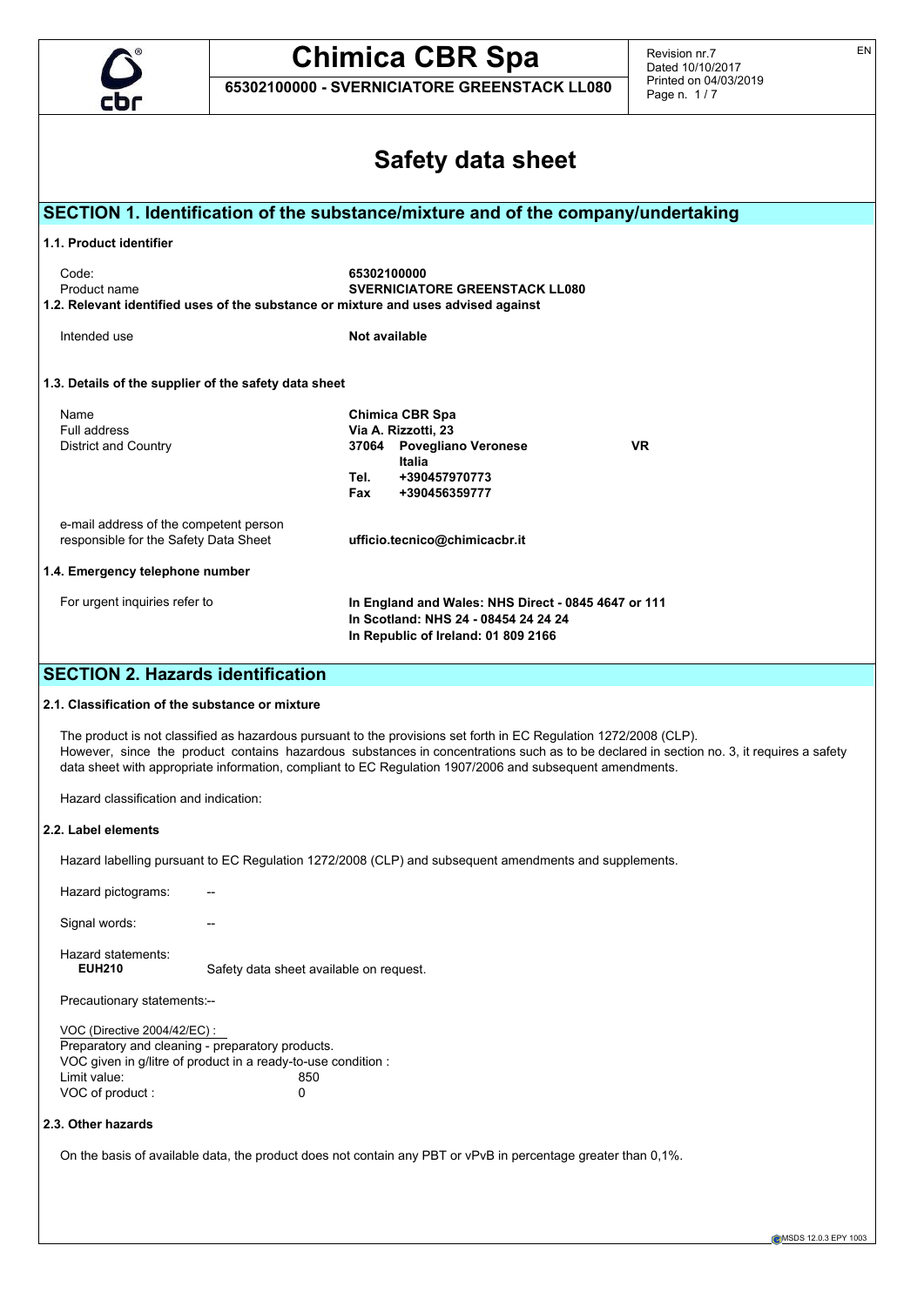# Safety data sheet

## SECTION 1. Identification of the substance/mixture and of the company/undertaking

### 1.1. Product identifier

| | |
|---|---|
| Code: | **65302100000** |
| Product name | **SVERNICIATORE GREENSTACK LL080** |

### 1.2. Relevant identified uses of the substance or mixture and uses advised against

| | |
|---|---|
| Intended use | **Not available** |

### 1.3. Details of the supplier of the safety data sheet

| | |
|---|---|
| Name | **Chimica CBR Spa** |
| Full address | **Via A. Rizzotti, 23** |
| District and Country | **37064 Povegliano Veronese VR** |
| | **Italia** |
| | **Tel. +390457970773** |
| | **Fax +390456359777** |
| e-mail address of the competent person responsible for the Safety Data Sheet | **ufficio.tecnico@chimicacbr.it** |

### 1.4. Emergency telephone number

| | |
|---|---|
| For urgent inquiries refer to | **In England and Wales: NHS Direct - 0845 4647 or 111**<br>**In Scotland: NHS 24 - 08454 24 24 24**<br>**In Republic of Ireland: 01 809 2166** |

## SECTION 2. Hazards identification

### 2.1. Classification of the substance or mixture

The product is not classified as hazardous pursuant to the provisions set forth in EC Regulation 1272/2008 (CLP).
However, since the product contains hazardous substances in concentrations such as to be declared in section no. 3, it requires a safety data sheet with appropriate information, compliant to EC Regulation 1907/2006 and subsequent amendments.

Hazard classification and indication:

### 2.2. Label elements

Hazard labelling pursuant to EC Regulation 1272/2008 (CLP) and subsequent amendments and supplements.

Hazard pictograms: --

Signal words: --

Hazard statements:
**EUH210** Safety data sheet available on request.

Precautionary statements:--

VOC (Directive 2004/42/EC) :
Preparatory and cleaning - preparatory products.
VOC given in g/litre of product in a ready-to-use condition :

| | |
|---|---|
| Limit value: | 850 |
| VOC of product : | 0 |

### 2.3. Other hazards

On the basis of available data, the product does not contain any PBT or vPvB in percentage greater than 0,1%.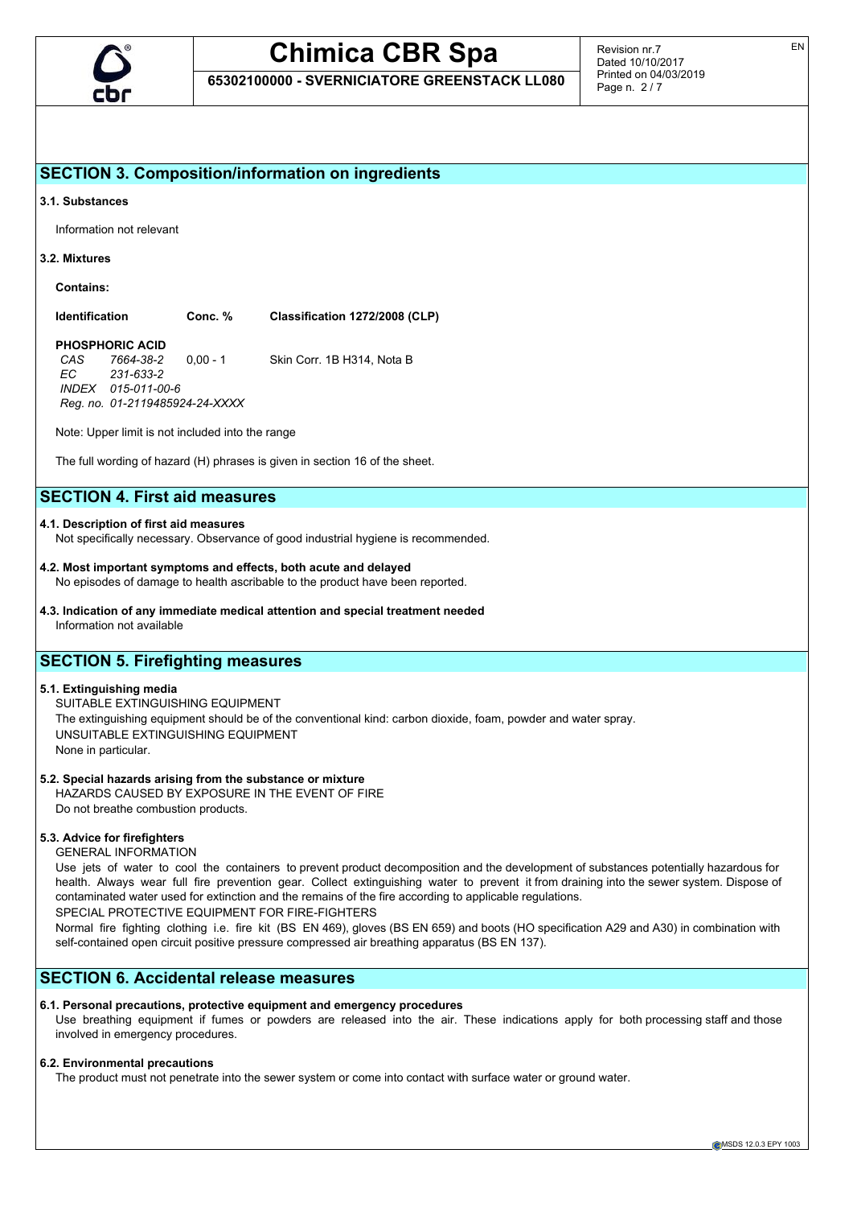## SECTION 3. Composition/information on ingredients

**3.1. Substances**

Information not relevant

**3.2. Mixtures**

**Contains:**

| Identification | Conc. % | Classification 1272/2008 (CLP) |
|---|---|---|
| **PHOSPHORIC ACID** | | |
| *CAS 7664-38-2* | 0,00 - 1 | Skin Corr. 1B H314, Nota B |
| *EC 231-633-2* | | |
| *INDEX 015-011-00-6* | | |
| *Reg. no. 01-2119485924-24-XXXX* | | |

Note: Upper limit is not included into the range

The full wording of hazard (H) phrases is given in section 16 of the sheet.

## SECTION 4. First aid measures

**4.1. Description of first aid measures**

Not specifically necessary. Observance of good industrial hygiene is recommended.

**4.2. Most important symptoms and effects, both acute and delayed**

No episodes of damage to health ascribable to the product have been reported.

**4.3. Indication of any immediate medical attention and special treatment needed**

Information not available

## SECTION 5. Firefighting measures

**5.1. Extinguishing media**

SUITABLE EXTINGUISHING EQUIPMENT

The extinguishing equipment should be of the conventional kind: carbon dioxide, foam, powder and water spray.

UNSUITABLE EXTINGUISHING EQUIPMENT

None in particular.

**5.2. Special hazards arising from the substance or mixture**

HAZARDS CAUSED BY EXPOSURE IN THE EVENT OF FIRE

Do not breathe combustion products.

**5.3. Advice for firefighters**

GENERAL INFORMATION

Use jets of water to cool the containers to prevent product decomposition and the development of substances potentially hazardous for health. Always wear full fire prevention gear. Collect extinguishing water to prevent it from draining into the sewer system. Dispose of contaminated water used for extinction and the remains of the fire according to applicable regulations.

SPECIAL PROTECTIVE EQUIPMENT FOR FIRE-FIGHTERS

Normal fire fighting clothing i.e. fire kit (BS EN 469), gloves (BS EN 659) and boots (HO specification A29 and A30) in combination with self-contained open circuit positive pressure compressed air breathing apparatus (BS EN 137).

## SECTION 6. Accidental release measures

**6.1. Personal precautions, protective equipment and emergency procedures**

Use breathing equipment if fumes or powders are released into the air. These indications apply for both processing staff and those involved in emergency procedures.

**6.2. Environmental precautions**

The product must not penetrate into the sewer system or come into contact with surface water or ground water.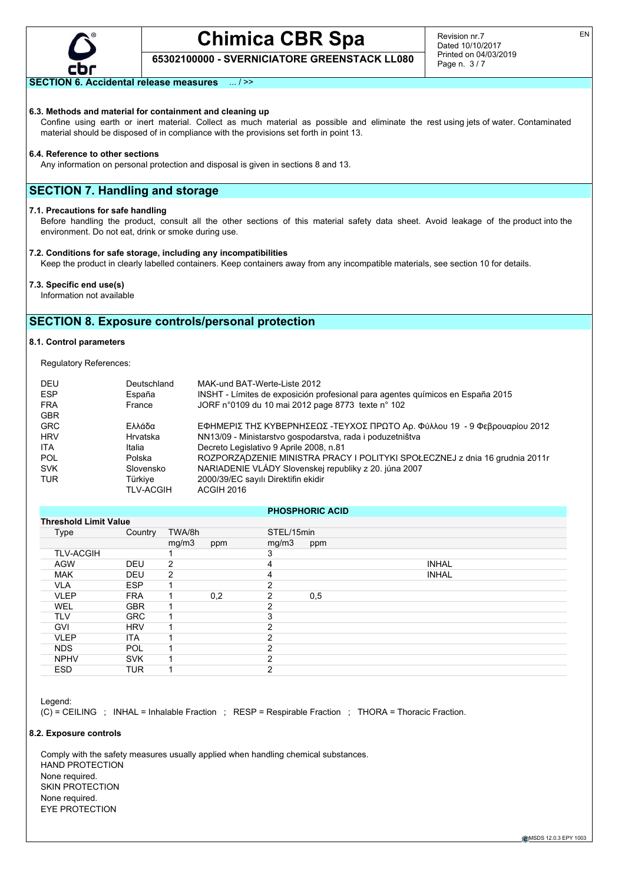## SECTION 6. Accidental release measures ... / >>

### 6.3. Methods and material for containment and cleaning up

Confine using earth or inert material. Collect as much material as possible and eliminate the rest using jets of water. Contaminated material should be disposed of in compliance with the provisions set forth in point 13.

### 6.4. Reference to other sections

Any information on personal protection and disposal is given in sections 8 and 13.

## SECTION 7. Handling and storage

### 7.1. Precautions for safe handling

Before handling the product, consult all the other sections of this material safety data sheet. Avoid leakage of the product into the environment. Do not eat, drink or smoke during use.

### 7.2. Conditions for safe storage, including any incompatibilities

Keep the product in clearly labelled containers. Keep containers away from any incompatible materials, see section 10 for details.

### 7.3. Specific end use(s)

Information not available

## SECTION 8. Exposure controls/personal protection

### 8.1. Control parameters

Regulatory References:

| | | |
|---|---|---|
| DEU | Deutschland | MAK-und BAT-Werte-Liste 2012 |
| ESP | España | INSHT - Límites de exposición profesional para agentes químicos en España 2015 |
| FRA | France | JORF n°0109 du 10 mai 2012 page 8773 texte n° 102 |
| GBR | | |
| GRC | Ελλάδα | ΕΦΗΜΕΡΙΣ ΤΗΣ ΚΥΒΕΡΝΗΣΕΩΣ -ΤΕΥΧΟΣ ΠΡΩΤΟ Αρ. Φύλλου 19 - 9 Φεβρουαρίου 2012 |
| HRV | Hrvatska | NN13/09 - Ministarstvo gospodarstva, rada i poduzetništva |
| ITA | Italia | Decreto Legislativo 9 Aprile 2008, n.81 |
| POL | Polska | ROZPORZĄDZENIE MINISTRA PRACY I POLITYKI SPOŁECZNEJ z dnia 16 grudnia 2011r |
| SVK | Slovensko | NARIADENIE VLÁDY Slovenskej republiky z 20. júna 2007 |
| TUR | Türkiye | 2000/39/EC sayılı Direktifin ekidir |
| | TLV-ACGIH | ACGIH 2016 |

**PHOSPHORIC ACID**

| Threshold Limit Value | | | | | | |
|---|---|---|---|---|---|---|
| Type | Country | TWA/8h | | STEL/15min | | |
| | | mg/m3 | ppm | mg/m3 | ppm | |
| TLV-ACGIH | | 1 | | 3 | | |
| AGW | DEU | 2 | | 4 | | INHAL |
| MAK | DEU | 2 | | 4 | | INHAL |
| VLA | ESP | 1 | | 2 | | |
| VLEP | FRA | 1 | 0,2 | 2 | 0,5 | |
| WEL | GBR | 1 | | 2 | | |
| TLV | GRC | 1 | | 3 | | |
| GVI | HRV | 1 | | 2 | | |
| VLEP | ITA | 1 | | 2 | | |
| NDS | POL | 1 | | 2 | | |
| NPHV | SVK | 1 | | 2 | | |
| ESD | TUR | 1 | | 2 | | |

Legend:
(C) = CEILING ; INHAL = Inhalable Fraction ; RESP = Respirable Fraction ; THORA = Thoracic Fraction.

### 8.2. Exposure controls

Comply with the safety measures usually applied when handling chemical substances.
HAND PROTECTION
None required.
SKIN PROTECTION
None required.
EYE PROTECTION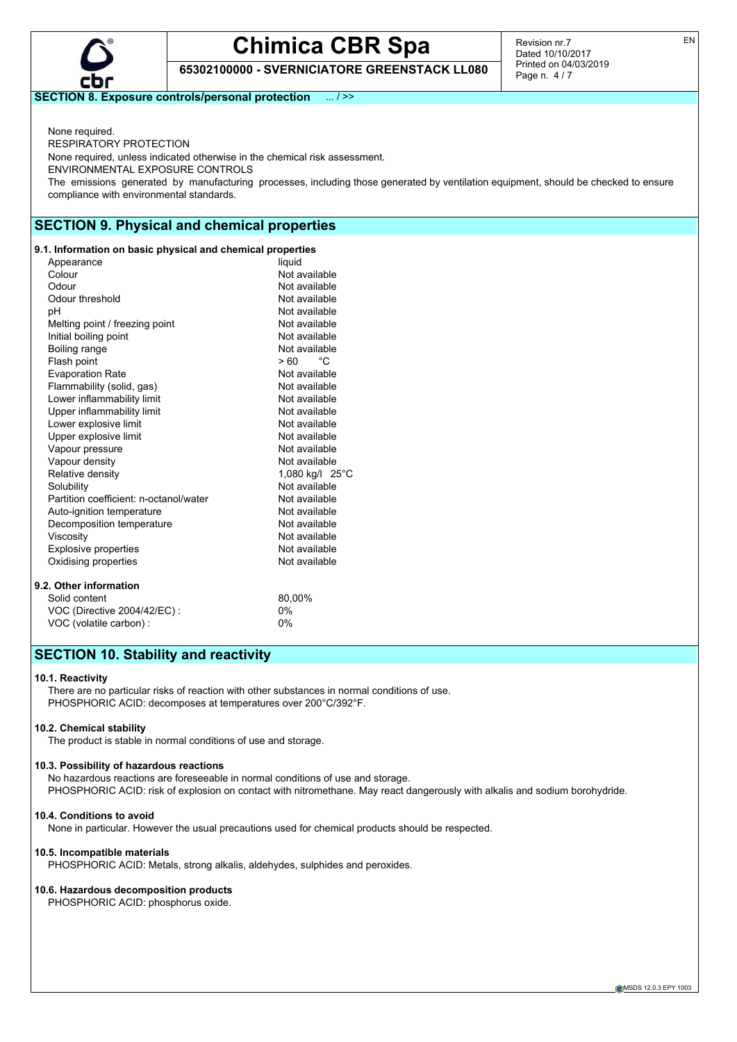## SECTION 8. Exposure controls/personal protection ... / >>

None required.

RESPIRATORY PROTECTION

None required, unless indicated otherwise in the chemical risk assessment.

ENVIRONMENTAL EXPOSURE CONTROLS

The emissions generated by manufacturing processes, including those generated by ventilation equipment, should be checked to ensure compliance with environmental standards.

## SECTION 9. Physical and chemical properties

### 9.1. Information on basic physical and chemical properties

| | |
|---|---|
| Appearance | liquid |
| Colour | Not available |
| Odour | Not available |
| Odour threshold | Not available |
| pH | Not available |
| Melting point / freezing point | Not available |
| Initial boiling point | Not available |
| Boiling range | Not available |
| Flash point | > 60 °C |
| Evaporation Rate | Not available |
| Flammability (solid, gas) | Not available |
| Lower inflammability limit | Not available |
| Upper inflammability limit | Not available |
| Lower explosive limit | Not available |
| Upper explosive limit | Not available |
| Vapour pressure | Not available |
| Vapour density | Not available |
| Relative density | 1,080 kg/l 25°C |
| Solubility | Not available |
| Partition coefficient: n-octanol/water | Not available |
| Auto-ignition temperature | Not available |
| Decomposition temperature | Not available |
| Viscosity | Not available |
| Explosive properties | Not available |
| Oxidising properties | Not available |

### 9.2. Other information

| | |
|---|---|
| Solid content | 80,00% |
| VOC (Directive 2004/42/EC) : | 0% |
| VOC (volatile carbon) : | 0% |

## SECTION 10. Stability and reactivity

### 10.1. Reactivity

There are no particular risks of reaction with other substances in normal conditions of use.
PHOSPHORIC ACID: decomposes at temperatures over 200°C/392°F.

### 10.2. Chemical stability

The product is stable in normal conditions of use and storage.

### 10.3. Possibility of hazardous reactions

No hazardous reactions are foreseeable in normal conditions of use and storage.
PHOSPHORIC ACID: risk of explosion on contact with nitromethane. May react dangerously with alkalis and sodium borohydride.

### 10.4. Conditions to avoid

None in particular. However the usual precautions used for chemical products should be respected.

### 10.5. Incompatible materials

PHOSPHORIC ACID: Metals, strong alkalis, aldehydes, sulphides and peroxides.

### 10.6. Hazardous decomposition products

PHOSPHORIC ACID: phosphorus oxide.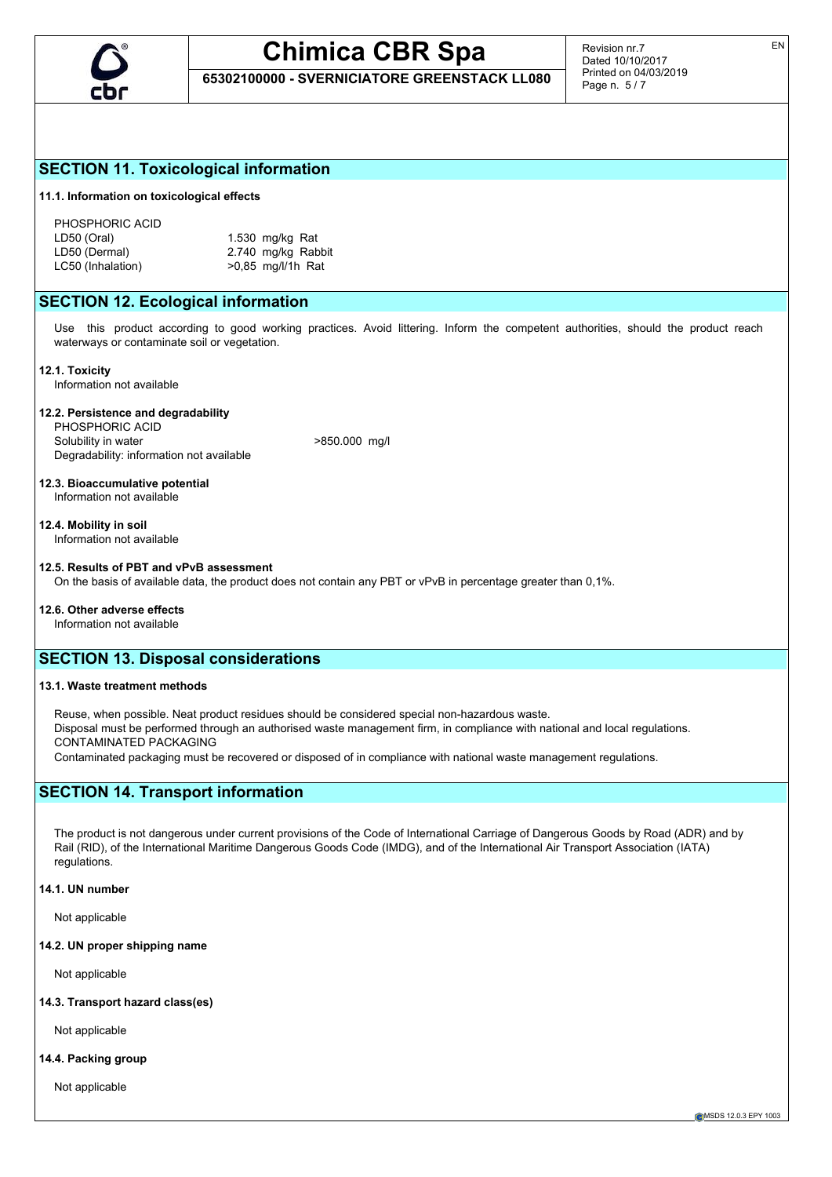## SECTION 11. Toxicological information

### 11.1. Information on toxicological effects

PHOSPHORIC ACID

| | |
|---|---|
| LD50 (Oral) | 1.530 mg/kg Rat |
| LD50 (Dermal) | 2.740 mg/kg Rabbit |
| LC50 (Inhalation) | >0,85 mg/l/1h Rat |

## SECTION 12. Ecological information

Use this product according to good working practices. Avoid littering. Inform the competent authorities, should the product reach waterways or contaminate soil or vegetation.

### 12.1. Toxicity

Information not available

### 12.2. Persistence and degradability

PHOSPHORIC ACID

Solubility in water >850.000 mg/l

Degradability: information not available

### 12.3. Bioaccumulative potential

Information not available

### 12.4. Mobility in soil

Information not available

### 12.5. Results of PBT and vPvB assessment

On the basis of available data, the product does not contain any PBT or vPvB in percentage greater than 0,1%.

### 12.6. Other adverse effects

Information not available

## SECTION 13. Disposal considerations

### 13.1. Waste treatment methods

Reuse, when possible. Neat product residues should be considered special non-hazardous waste.
Disposal must be performed through an authorised waste management firm, in compliance with national and local regulations.
CONTAMINATED PACKAGING
Contaminated packaging must be recovered or disposed of in compliance with national waste management regulations.

## SECTION 14. Transport information

The product is not dangerous under current provisions of the Code of International Carriage of Dangerous Goods by Road (ADR) and by Rail (RID), of the International Maritime Dangerous Goods Code (IMDG), and of the International Air Transport Association (IATA) regulations.

### 14.1. UN number

Not applicable

### 14.2. UN proper shipping name

Not applicable

### 14.3. Transport hazard class(es)

Not applicable

### 14.4. Packing group

Not applicable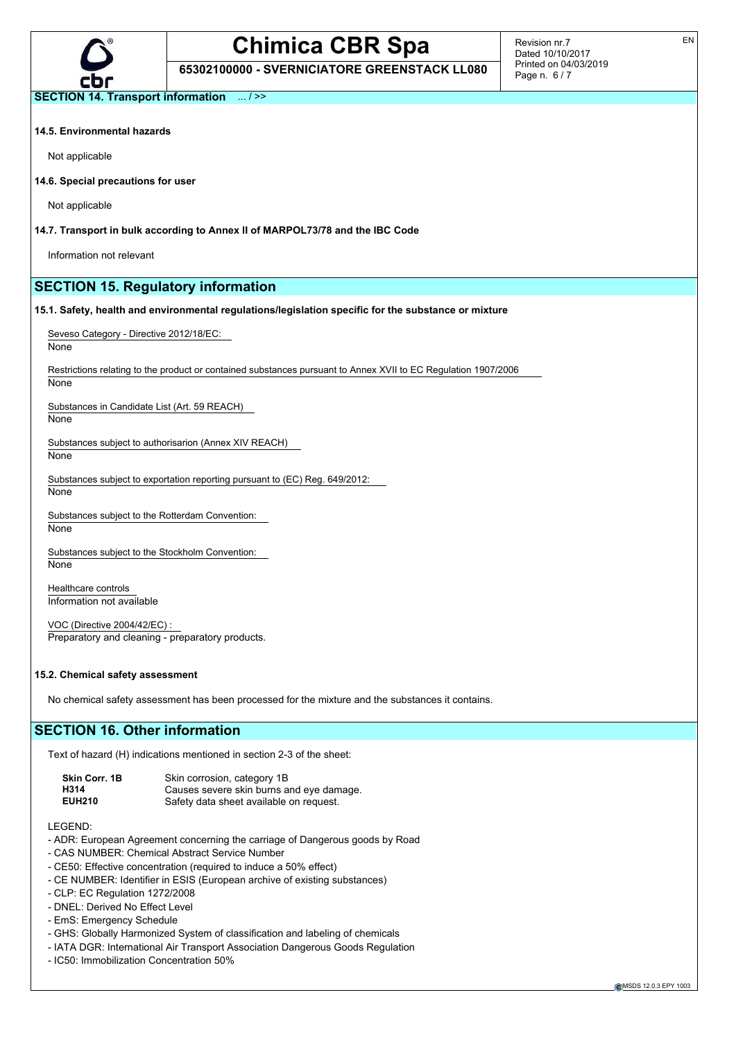**SECTION 14. Transport information** ... / >>

### 14.5. Environmental hazards

Not applicable

### 14.6. Special precautions for user

Not applicable

### 14.7. Transport in bulk according to Annex II of MARPOL73/78 and the IBC Code

Information not relevant

## SECTION 15. Regulatory information

### 15.1. Safety, health and environmental regulations/legislation specific for the substance or mixture

Seveso Category - Directive 2012/18/EC:
None

Restrictions relating to the product or contained substances pursuant to Annex XVII to EC Regulation 1907/2006
None

Substances in Candidate List (Art. 59 REACH)
None

Substances subject to authorisarion (Annex XIV REACH)
None

Substances subject to exportation reporting pursuant to (EC) Reg. 649/2012:
None

Substances subject to the Rotterdam Convention:
None

Substances subject to the Stockholm Convention:
None

Healthcare controls
Information not available

VOC (Directive 2004/42/EC) :
Preparatory and cleaning - preparatory products.

### 15.2. Chemical safety assessment

No chemical safety assessment has been processed for the mixture and the substances it contains.

## SECTION 16. Other information

Text of hazard (H) indications mentioned in section 2-3 of the sheet:

| | |
|---|---|
| **Skin Corr. 1B** | Skin corrosion, category 1B |
| **H314** | Causes severe skin burns and eye damage. |
| **EUH210** | Safety data sheet available on request. |

LEGEND:

- ADR: European Agreement concerning the carriage of Dangerous goods by Road
- CAS NUMBER: Chemical Abstract Service Number
- CE50: Effective concentration (required to induce a 50% effect)
- CE NUMBER: Identifier in ESIS (European archive of existing substances)
- CLP: EC Regulation 1272/2008
- DNEL: Derived No Effect Level
- EmS: Emergency Schedule
- GHS: Globally Harmonized System of classification and labeling of chemicals
- IATA DGR: International Air Transport Association Dangerous Goods Regulation
- IC50: Immobilization Concentration 50%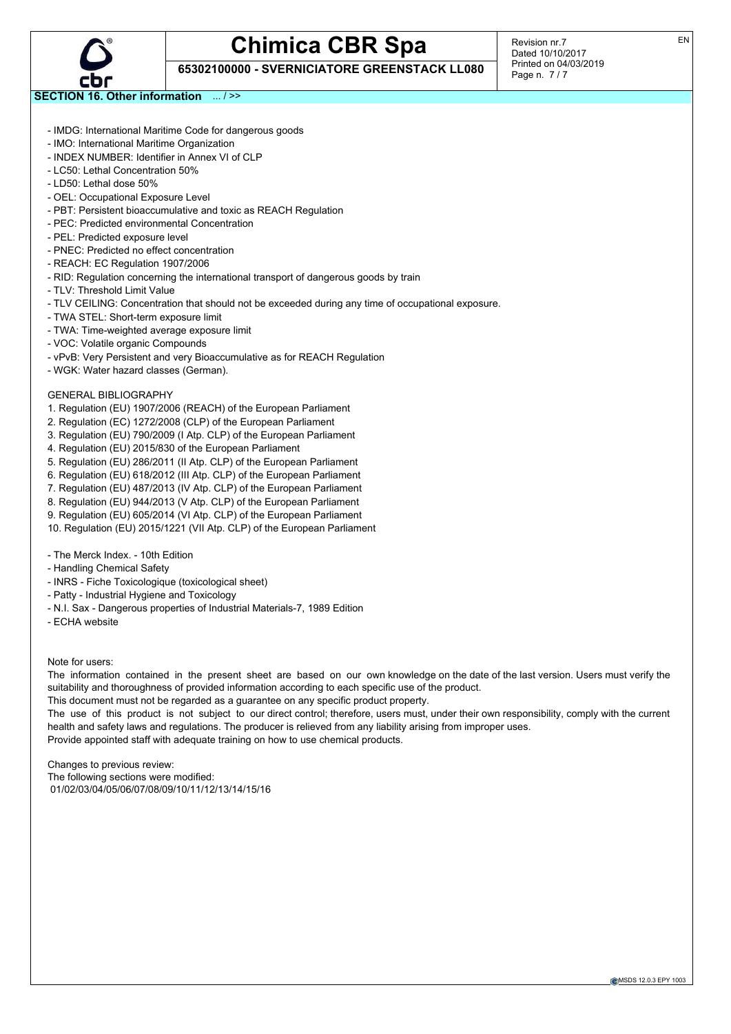## SECTION 16. Other information ... / >>

- IMDG: International Maritime Code for dangerous goods
- IMO: International Maritime Organization
- INDEX NUMBER: Identifier in Annex VI of CLP
- LC50: Lethal Concentration 50%
- LD50: Lethal dose 50%
- OEL: Occupational Exposure Level
- PBT: Persistent bioaccumulative and toxic as REACH Regulation
- PEC: Predicted environmental Concentration
- PEL: Predicted exposure level
- PNEC: Predicted no effect concentration
- REACH: EC Regulation 1907/2006
- RID: Regulation concerning the international transport of dangerous goods by train
- TLV: Threshold Limit Value
- TLV CEILING: Concentration that should not be exceeded during any time of occupational exposure.
- TWA STEL: Short-term exposure limit
- TWA: Time-weighted average exposure limit
- VOC: Volatile organic Compounds
- vPvB: Very Persistent and very Bioaccumulative as for REACH Regulation
- WGK: Water hazard classes (German).

GENERAL BIBLIOGRAPHY

1. Regulation (EU) 1907/2006 (REACH) of the European Parliament
2. Regulation (EC) 1272/2008 (CLP) of the European Parliament
3. Regulation (EU) 790/2009 (I Atp. CLP) of the European Parliament
4. Regulation (EU) 2015/830 of the European Parliament
5. Regulation (EU) 286/2011 (II Atp. CLP) of the European Parliament
6. Regulation (EU) 618/2012 (III Atp. CLP) of the European Parliament
7. Regulation (EU) 487/2013 (IV Atp. CLP) of the European Parliament
8. Regulation (EU) 944/2013 (V Atp. CLP) of the European Parliament
9. Regulation (EU) 605/2014 (VI Atp. CLP) of the European Parliament
10. Regulation (EU) 2015/1221 (VII Atp. CLP) of the European Parliament

- The Merck Index. - 10th Edition
- Handling Chemical Safety
- INRS - Fiche Toxicologique (toxicological sheet)
- Patty - Industrial Hygiene and Toxicology
- N.I. Sax - Dangerous properties of Industrial Materials-7, 1989 Edition
- ECHA website

Note for users:

The information contained in the present sheet are based on our own knowledge on the date of the last version. Users must verify the suitability and thoroughness of provided information according to each specific use of the product.

This document must not be regarded as a guarantee on any specific product property.

The use of this product is not subject to our direct control; therefore, users must, under their own responsibility, comply with the current health and safety laws and regulations. The producer is relieved from any liability arising from improper uses.

Provide appointed staff with adequate training on how to use chemical products.

Changes to previous review:

The following sections were modified:

01/02/03/04/05/06/07/08/09/10/11/12/13/14/15/16